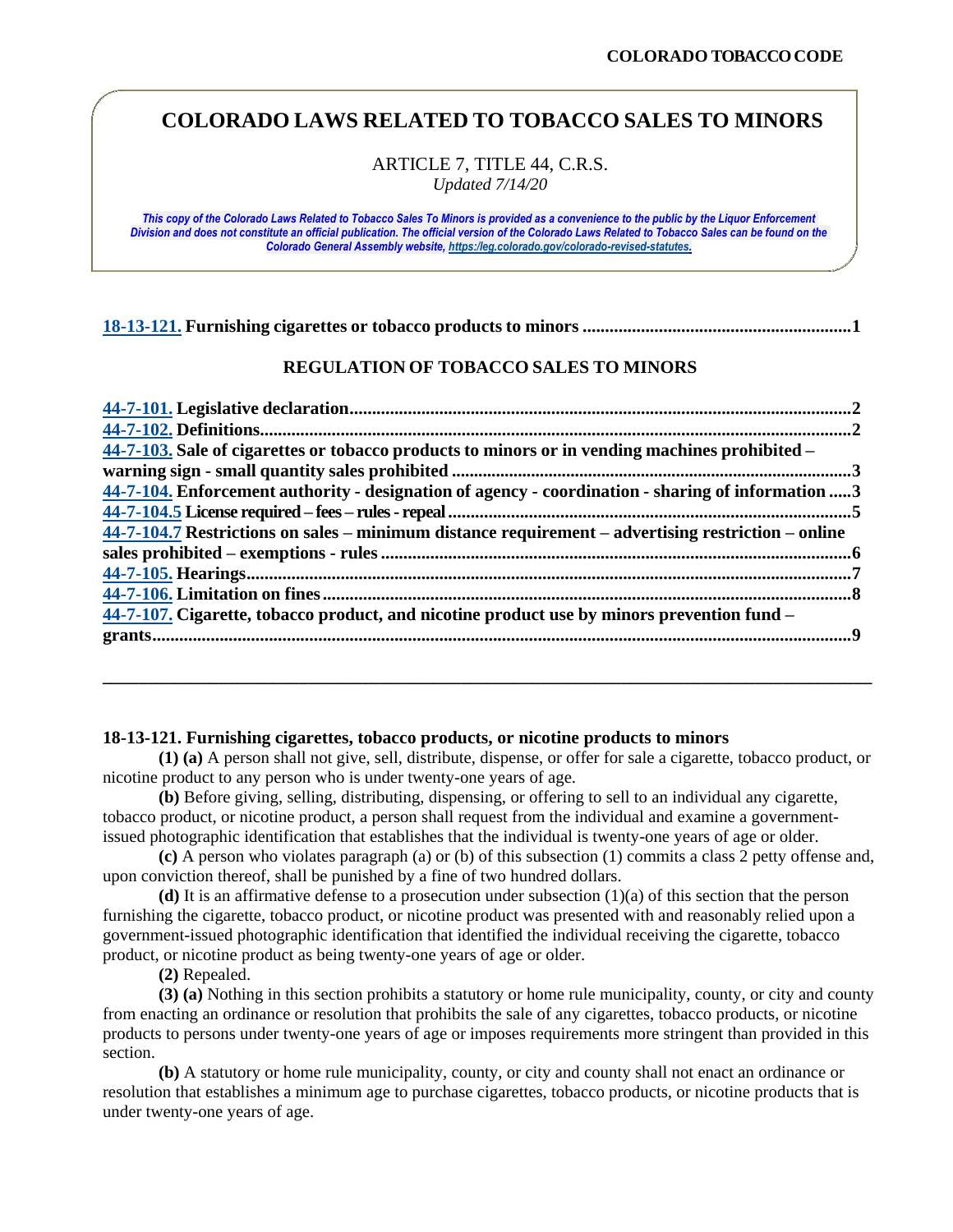# COLORADO LAWS RELATED TO TOBACCO SALES TO MINORS

ARTICLE 7, TITLE 44, C.R.S.
*Updated 7/14/20*

***This copy of the Colorado Laws Related to Tobacco Sales To Minors is provided as a convenience to the public by the Liquor Enforcement Division and does not constitute an official publication. The official version of the Colorado Laws Related to Tobacco Sales can be found on the Colorado General Assembly website, https:/leg.colorado.gov/colorado-revised-statutes.***

**18-13-121. Furnishing cigarettes or tobacco products to minors ........................................................... 1**

## REGULATION OF TOBACCO SALES TO MINORS

**44-7-101. Legislative declaration ........................................................................................................ 2**
**44-7-102. Definitions ............................................................................................................................. 2**
**44-7-103. Sale of cigarettes or tobacco products to minors or in vending machines prohibited – warning sign - small quantity sales prohibited ........................................................................................ 3**
**44-7-104. Enforcement authority - designation of agency - coordination - sharing of information ..... 3**
**44-7-104.5 License required – fees – rules - repeal ........................................................................... 5**
**44-7-104.7 Restrictions on sales – minimum distance requirement – advertising restriction – online sales prohibited – exemptions - rules ........................................................................................................ 6**
**44-7-105. Hearings ................................................................................................................................. 7**
**44-7-106. Limitation on fines ................................................................................................................ 8**
**44-7-107. Cigarette, tobacco product, and nicotine product use by minors prevention fund – grants ......................................................................................................................................................... 9**

---

### 18-13-121. Furnishing cigarettes, tobacco products, or nicotine products to minors

**(1) (a)** A person shall not give, sell, distribute, dispense, or offer for sale a cigarette, tobacco product, or nicotine product to any person who is under twenty-one years of age.

**(b)** Before giving, selling, distributing, dispensing, or offering to sell to an individual any cigarette, tobacco product, or nicotine product, a person shall request from the individual and examine a government-issued photographic identification that establishes that the individual is twenty-one years of age or older.

**(c)** A person who violates paragraph (a) or (b) of this subsection (1) commits a class 2 petty offense and, upon conviction thereof, shall be punished by a fine of two hundred dollars.

**(d)** It is an affirmative defense to a prosecution under subsection (1)(a) of this section that the person furnishing the cigarette, tobacco product, or nicotine product was presented with and reasonably relied upon a government-issued photographic identification that identified the individual receiving the cigarette, tobacco product, or nicotine product as being twenty-one years of age or older.

**(2)** Repealed.

**(3) (a)** Nothing in this section prohibits a statutory or home rule municipality, county, or city and county from enacting an ordinance or resolution that prohibits the sale of any cigarettes, tobacco products, or nicotine products to persons under twenty-one years of age or imposes requirements more stringent than provided in this section.

**(b)** A statutory or home rule municipality, county, or city and county shall not enact an ordinance or resolution that establishes a minimum age to purchase cigarettes, tobacco products, or nicotine products that is under twenty-one years of age.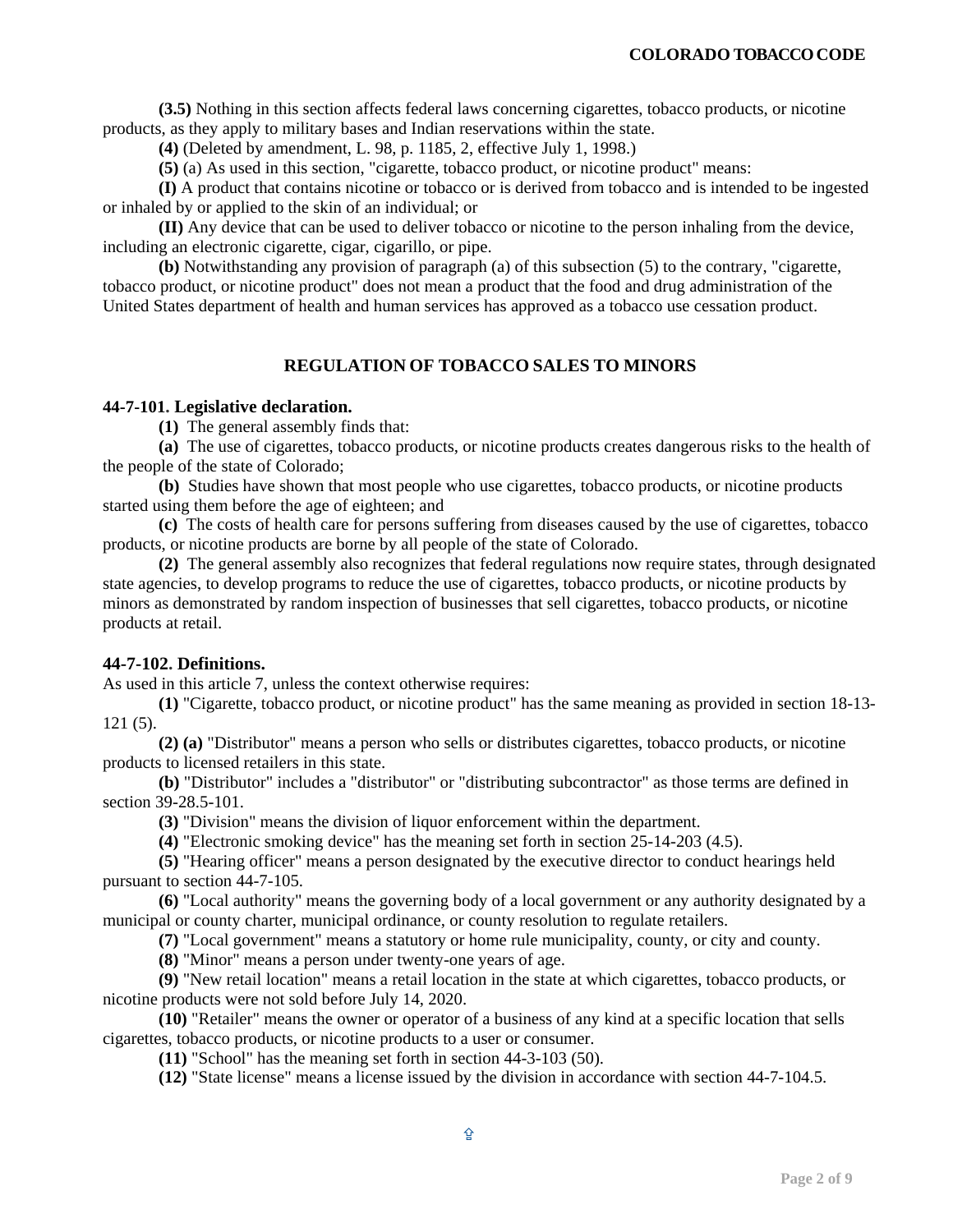**(3.5)** Nothing in this section affects federal laws concerning cigarettes, tobacco products, or nicotine products, as they apply to military bases and Indian reservations within the state.

**(4)** (Deleted by amendment, L. 98, p. 1185, 2, effective July 1, 1998.)

**(5)** (a) As used in this section, "cigarette, tobacco product, or nicotine product" means:

**(I)** A product that contains nicotine or tobacco or is derived from tobacco and is intended to be ingested or inhaled by or applied to the skin of an individual; or

**(II)** Any device that can be used to deliver tobacco or nicotine to the person inhaling from the device, including an electronic cigarette, cigar, cigarillo, or pipe.

**(b)** Notwithstanding any provision of paragraph (a) of this subsection (5) to the contrary, "cigarette, tobacco product, or nicotine product" does not mean a product that the food and drug administration of the United States department of health and human services has approved as a tobacco use cessation product.

## REGULATION OF TOBACCO SALES TO MINORS

### 44-7-101. Legislative declaration.

**(1)** The general assembly finds that:

**(a)** The use of cigarettes, tobacco products, or nicotine products creates dangerous risks to the health of the people of the state of Colorado;

**(b)** Studies have shown that most people who use cigarettes, tobacco products, or nicotine products started using them before the age of eighteen; and

**(c)** The costs of health care for persons suffering from diseases caused by the use of cigarettes, tobacco products, or nicotine products are borne by all people of the state of Colorado.

**(2)** The general assembly also recognizes that federal regulations now require states, through designated state agencies, to develop programs to reduce the use of cigarettes, tobacco products, or nicotine products by minors as demonstrated by random inspection of businesses that sell cigarettes, tobacco products, or nicotine products at retail.

### 44-7-102. Definitions.

As used in this article 7, unless the context otherwise requires:

**(1)** "Cigarette, tobacco product, or nicotine product" has the same meaning as provided in section 18-13-121 (5).

**(2) (a)** "Distributor" means a person who sells or distributes cigarettes, tobacco products, or nicotine products to licensed retailers in this state.

**(b)** "Distributor" includes a "distributor" or "distributing subcontractor" as those terms are defined in section 39-28.5-101.

**(3)** "Division" means the division of liquor enforcement within the department.

**(4)** "Electronic smoking device" has the meaning set forth in section 25-14-203 (4.5).

**(5)** "Hearing officer" means a person designated by the executive director to conduct hearings held pursuant to section 44-7-105.

**(6)** "Local authority" means the governing body of a local government or any authority designated by a municipal or county charter, municipal ordinance, or county resolution to regulate retailers.

**(7)** "Local government" means a statutory or home rule municipality, county, or city and county.

**(8)** "Minor" means a person under twenty-one years of age.

**(9)** "New retail location" means a retail location in the state at which cigarettes, tobacco products, or nicotine products were not sold before July 14, 2020.

**(10)** "Retailer" means the owner or operator of a business of any kind at a specific location that sells cigarettes, tobacco products, or nicotine products to a user or consumer.

**(11)** "School" has the meaning set forth in section 44-3-103 (50).

**(12)** "State license" means a license issued by the division in accordance with section 44-7-104.5.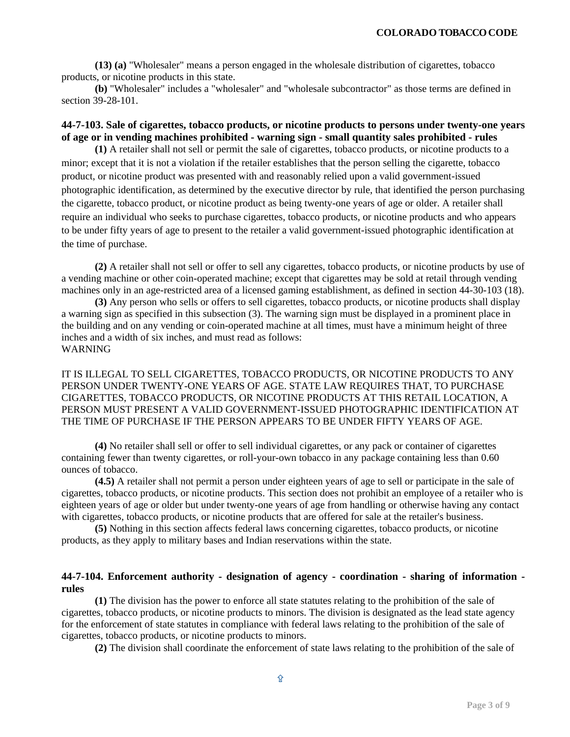**(13) (a)** "Wholesaler" means a person engaged in the wholesale distribution of cigarettes, tobacco products, or nicotine products in this state.

**(b)** "Wholesaler" includes a "wholesaler" and "wholesale subcontractor" as those terms are defined in section 39-28-101.

### 44-7-103. Sale of cigarettes, tobacco products, or nicotine products to persons under twenty-one years of age or in vending machines prohibited - warning sign - small quantity sales prohibited - rules

**(1)** A retailer shall not sell or permit the sale of cigarettes, tobacco products, or nicotine products to a minor; except that it is not a violation if the retailer establishes that the person selling the cigarette, tobacco product, or nicotine product was presented with and reasonably relied upon a valid government-issued photographic identification, as determined by the executive director by rule, that identified the person purchasing the cigarette, tobacco product, or nicotine product as being twenty-one years of age or older. A retailer shall require an individual who seeks to purchase cigarettes, tobacco products, or nicotine products and who appears to be under fifty years of age to present to the retailer a valid government-issued photographic identification at the time of purchase.

**(2)** A retailer shall not sell or offer to sell any cigarettes, tobacco products, or nicotine products by use of a vending machine or other coin-operated machine; except that cigarettes may be sold at retail through vending machines only in an age-restricted area of a licensed gaming establishment, as defined in section 44-30-103 (18).

**(3)** Any person who sells or offers to sell cigarettes, tobacco products, or nicotine products shall display a warning sign as specified in this subsection (3). The warning sign must be displayed in a prominent place in the building and on any vending or coin-operated machine at all times, must have a minimum height of three inches and a width of six inches, and must read as follows:

WARNING

IT IS ILLEGAL TO SELL CIGARETTES, TOBACCO PRODUCTS, OR NICOTINE PRODUCTS TO ANY PERSON UNDER TWENTY-ONE YEARS OF AGE. STATE LAW REQUIRES THAT, TO PURCHASE CIGARETTES, TOBACCO PRODUCTS, OR NICOTINE PRODUCTS AT THIS RETAIL LOCATION, A PERSON MUST PRESENT A VALID GOVERNMENT-ISSUED PHOTOGRAPHIC IDENTIFICATION AT THE TIME OF PURCHASE IF THE PERSON APPEARS TO BE UNDER FIFTY YEARS OF AGE.

**(4)** No retailer shall sell or offer to sell individual cigarettes, or any pack or container of cigarettes containing fewer than twenty cigarettes, or roll-your-own tobacco in any package containing less than 0.60 ounces of tobacco.

**(4.5)** A retailer shall not permit a person under eighteen years of age to sell or participate in the sale of cigarettes, tobacco products, or nicotine products. This section does not prohibit an employee of a retailer who is eighteen years of age or older but under twenty-one years of age from handling or otherwise having any contact with cigarettes, tobacco products, or nicotine products that are offered for sale at the retailer's business.

**(5)** Nothing in this section affects federal laws concerning cigarettes, tobacco products, or nicotine products, as they apply to military bases and Indian reservations within the state.

### 44-7-104. Enforcement authority - designation of agency - coordination - sharing of information - rules

**(1)** The division has the power to enforce all state statutes relating to the prohibition of the sale of cigarettes, tobacco products, or nicotine products to minors. The division is designated as the lead state agency for the enforcement of state statutes in compliance with federal laws relating to the prohibition of the sale of cigarettes, tobacco products, or nicotine products to minors.

**(2)** The division shall coordinate the enforcement of state laws relating to the prohibition of the sale of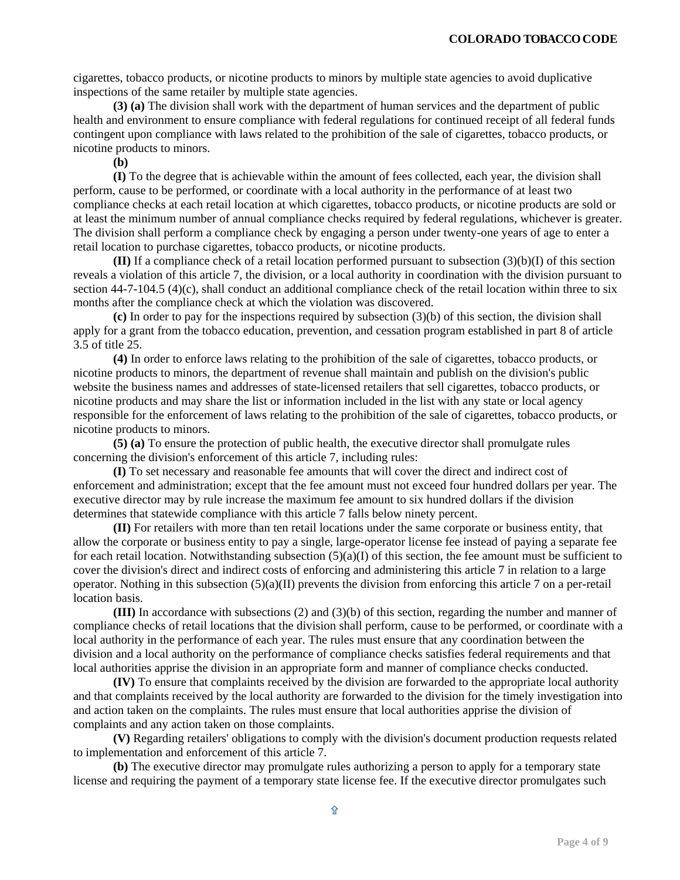cigarettes, tobacco products, or nicotine products to minors by multiple state agencies to avoid duplicative inspections of the same retailer by multiple state agencies.

**(3) (a)** The division shall work with the department of human services and the department of public health and environment to ensure compliance with federal regulations for continued receipt of all federal funds contingent upon compliance with laws related to the prohibition of the sale of cigarettes, tobacco products, or nicotine products to minors.

**(b)**

**(I)** To the degree that is achievable within the amount of fees collected, each year, the division shall perform, cause to be performed, or coordinate with a local authority in the performance of at least two compliance checks at each retail location at which cigarettes, tobacco products, or nicotine products are sold or at least the minimum number of annual compliance checks required by federal regulations, whichever is greater. The division shall perform a compliance check by engaging a person under twenty-one years of age to enter a retail location to purchase cigarettes, tobacco products, or nicotine products.

**(II)** If a compliance check of a retail location performed pursuant to subsection (3)(b)(I) of this section reveals a violation of this article 7, the division, or a local authority in coordination with the division pursuant to section 44-7-104.5 (4)(c), shall conduct an additional compliance check of the retail location within three to six months after the compliance check at which the violation was discovered.

**(c)** In order to pay for the inspections required by subsection (3)(b) of this section, the division shall apply for a grant from the tobacco education, prevention, and cessation program established in part 8 of article 3.5 of title 25.

**(4)** In order to enforce laws relating to the prohibition of the sale of cigarettes, tobacco products, or nicotine products to minors, the department of revenue shall maintain and publish on the division's public website the business names and addresses of state-licensed retailers that sell cigarettes, tobacco products, or nicotine products and may share the list or information included in the list with any state or local agency responsible for the enforcement of laws relating to the prohibition of the sale of cigarettes, tobacco products, or nicotine products to minors.

**(5) (a)** To ensure the protection of public health, the executive director shall promulgate rules concerning the division's enforcement of this article 7, including rules:

**(I)** To set necessary and reasonable fee amounts that will cover the direct and indirect cost of enforcement and administration; except that the fee amount must not exceed four hundred dollars per year. The executive director may by rule increase the maximum fee amount to six hundred dollars if the division determines that statewide compliance with this article 7 falls below ninety percent.

**(II)** For retailers with more than ten retail locations under the same corporate or business entity, that allow the corporate or business entity to pay a single, large-operator license fee instead of paying a separate fee for each retail location. Notwithstanding subsection (5)(a)(I) of this section, the fee amount must be sufficient to cover the division's direct and indirect costs of enforcing and administering this article 7 in relation to a large operator. Nothing in this subsection (5)(a)(II) prevents the division from enforcing this article 7 on a per-retail location basis.

**(III)** In accordance with subsections (2) and (3)(b) of this section, regarding the number and manner of compliance checks of retail locations that the division shall perform, cause to be performed, or coordinate with a local authority in the performance of each year. The rules must ensure that any coordination between the division and a local authority on the performance of compliance checks satisfies federal requirements and that local authorities apprise the division in an appropriate form and manner of compliance checks conducted.

**(IV)** To ensure that complaints received by the division are forwarded to the appropriate local authority and that complaints received by the local authority are forwarded to the division for the timely investigation into and action taken on the complaints. The rules must ensure that local authorities apprise the division of complaints and any action taken on those complaints.

**(V)** Regarding retailers' obligations to comply with the division's document production requests related to implementation and enforcement of this article 7.

**(b)** The executive director may promulgate rules authorizing a person to apply for a temporary state license and requiring the payment of a temporary state license fee. If the executive director promulgates such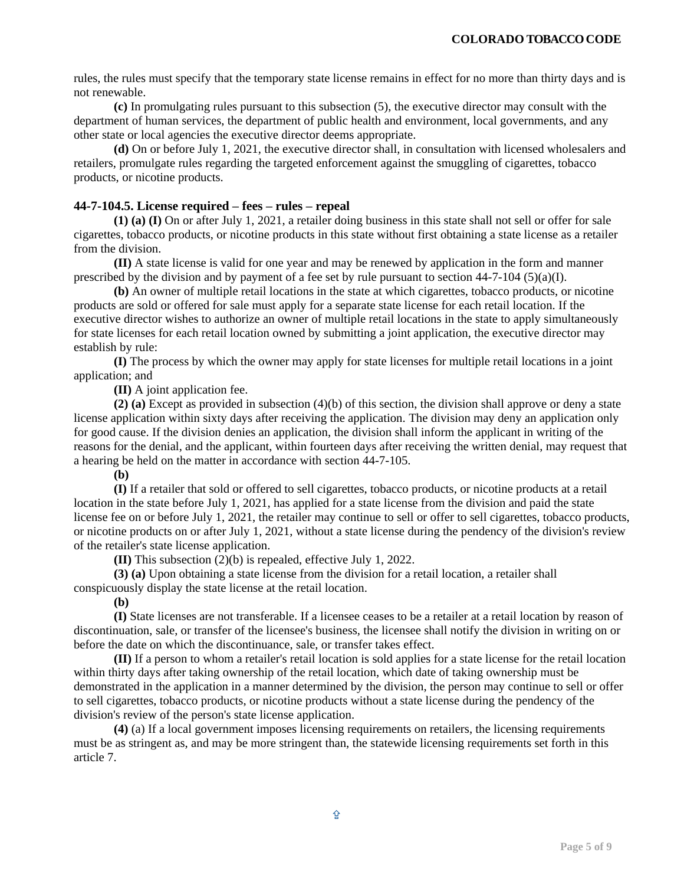rules, the rules must specify that the temporary state license remains in effect for no more than thirty days and is not renewable.

**(c)** In promulgating rules pursuant to this subsection (5), the executive director may consult with the department of human services, the department of public health and environment, local governments, and any other state or local agencies the executive director deems appropriate.

**(d)** On or before July 1, 2021, the executive director shall, in consultation with licensed wholesalers and retailers, promulgate rules regarding the targeted enforcement against the smuggling of cigarettes, tobacco products, or nicotine products.

### 44-7-104.5. License required – fees – rules – repeal

**(1) (a) (I)** On or after July 1, 2021, a retailer doing business in this state shall not sell or offer for sale cigarettes, tobacco products, or nicotine products in this state without first obtaining a state license as a retailer from the division.

**(II)** A state license is valid for one year and may be renewed by application in the form and manner prescribed by the division and by payment of a fee set by rule pursuant to section 44-7-104 (5)(a)(I).

**(b)** An owner of multiple retail locations in the state at which cigarettes, tobacco products, or nicotine products are sold or offered for sale must apply for a separate state license for each retail location. If the executive director wishes to authorize an owner of multiple retail locations in the state to apply simultaneously for state licenses for each retail location owned by submitting a joint application, the executive director may establish by rule:

**(I)** The process by which the owner may apply for state licenses for multiple retail locations in a joint application; and

**(II)** A joint application fee.

**(2) (a)** Except as provided in subsection (4)(b) of this section, the division shall approve or deny a state license application within sixty days after receiving the application. The division may deny an application only for good cause. If the division denies an application, the division shall inform the applicant in writing of the reasons for the denial, and the applicant, within fourteen days after receiving the written denial, may request that a hearing be held on the matter in accordance with section 44-7-105.

**(b)**

**(I)** If a retailer that sold or offered to sell cigarettes, tobacco products, or nicotine products at a retail location in the state before July 1, 2021, has applied for a state license from the division and paid the state license fee on or before July 1, 2021, the retailer may continue to sell or offer to sell cigarettes, tobacco products, or nicotine products on or after July 1, 2021, without a state license during the pendency of the division's review of the retailer's state license application.

**(II)** This subsection (2)(b) is repealed, effective July 1, 2022.

**(3) (a)** Upon obtaining a state license from the division for a retail location, a retailer shall conspicuously display the state license at the retail location.

**(b)**

**(I)** State licenses are not transferable. If a licensee ceases to be a retailer at a retail location by reason of discontinuation, sale, or transfer of the licensee's business, the licensee shall notify the division in writing on or before the date on which the discontinuance, sale, or transfer takes effect.

**(II)** If a person to whom a retailer's retail location is sold applies for a state license for the retail location within thirty days after taking ownership of the retail location, which date of taking ownership must be demonstrated in the application in a manner determined by the division, the person may continue to sell or offer to sell cigarettes, tobacco products, or nicotine products without a state license during the pendency of the division's review of the person's state license application.

**(4)** (a) If a local government imposes licensing requirements on retailers, the licensing requirements must be as stringent as, and may be more stringent than, the statewide licensing requirements set forth in this article 7.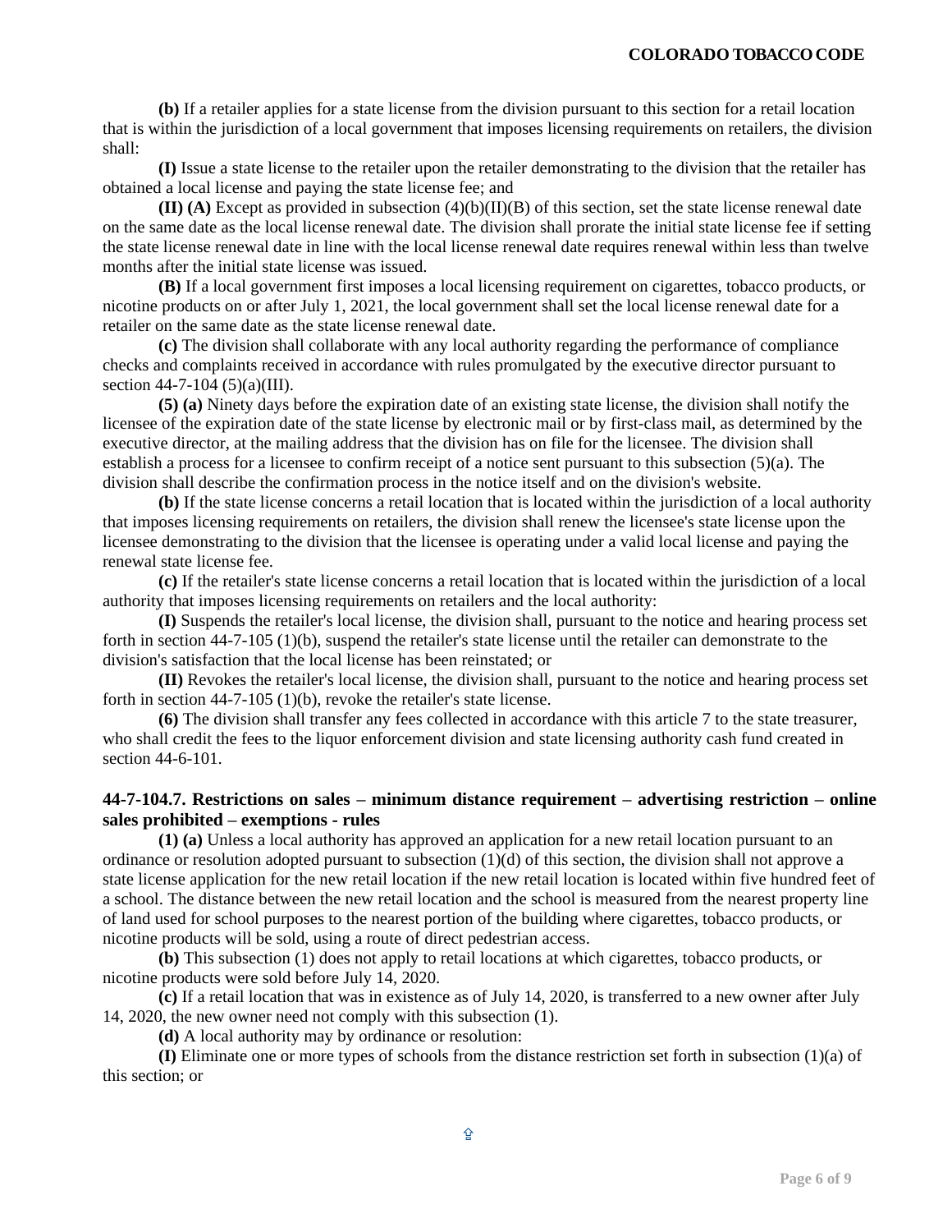**(b)** If a retailer applies for a state license from the division pursuant to this section for a retail location that is within the jurisdiction of a local government that imposes licensing requirements on retailers, the division shall:

**(I)** Issue a state license to the retailer upon the retailer demonstrating to the division that the retailer has obtained a local license and paying the state license fee; and

**(II) (A)** Except as provided in subsection (4)(b)(II)(B) of this section, set the state license renewal date on the same date as the local license renewal date. The division shall prorate the initial state license fee if setting the state license renewal date in line with the local license renewal date requires renewal within less than twelve months after the initial state license was issued.

**(B)** If a local government first imposes a local licensing requirement on cigarettes, tobacco products, or nicotine products on or after July 1, 2021, the local government shall set the local license renewal date for a retailer on the same date as the state license renewal date.

**(c)** The division shall collaborate with any local authority regarding the performance of compliance checks and complaints received in accordance with rules promulgated by the executive director pursuant to section 44-7-104 (5)(a)(III).

**(5) (a)** Ninety days before the expiration date of an existing state license, the division shall notify the licensee of the expiration date of the state license by electronic mail or by first-class mail, as determined by the executive director, at the mailing address that the division has on file for the licensee. The division shall establish a process for a licensee to confirm receipt of a notice sent pursuant to this subsection (5)(a). The division shall describe the confirmation process in the notice itself and on the division's website.

**(b)** If the state license concerns a retail location that is located within the jurisdiction of a local authority that imposes licensing requirements on retailers, the division shall renew the licensee's state license upon the licensee demonstrating to the division that the licensee is operating under a valid local license and paying the renewal state license fee.

**(c)** If the retailer's state license concerns a retail location that is located within the jurisdiction of a local authority that imposes licensing requirements on retailers and the local authority:

**(I)** Suspends the retailer's local license, the division shall, pursuant to the notice and hearing process set forth in section 44-7-105 (1)(b), suspend the retailer's state license until the retailer can demonstrate to the division's satisfaction that the local license has been reinstated; or

**(II)** Revokes the retailer's local license, the division shall, pursuant to the notice and hearing process set forth in section 44-7-105 (1)(b), revoke the retailer's state license.

**(6)** The division shall transfer any fees collected in accordance with this article 7 to the state treasurer, who shall credit the fees to the liquor enforcement division and state licensing authority cash fund created in section 44-6-101.

### 44-7-104.7. Restrictions on sales – minimum distance requirement – advertising restriction – online sales prohibited – exemptions - rules

**(1) (a)** Unless a local authority has approved an application for a new retail location pursuant to an ordinance or resolution adopted pursuant to subsection (1)(d) of this section, the division shall not approve a state license application for the new retail location if the new retail location is located within five hundred feet of a school. The distance between the new retail location and the school is measured from the nearest property line of land used for school purposes to the nearest portion of the building where cigarettes, tobacco products, or nicotine products will be sold, using a route of direct pedestrian access.

**(b)** This subsection (1) does not apply to retail locations at which cigarettes, tobacco products, or nicotine products were sold before July 14, 2020.

**(c)** If a retail location that was in existence as of July 14, 2020, is transferred to a new owner after July 14, 2020, the new owner need not comply with this subsection (1).

**(d)** A local authority may by ordinance or resolution:

**(I)** Eliminate one or more types of schools from the distance restriction set forth in subsection (1)(a) of this section; or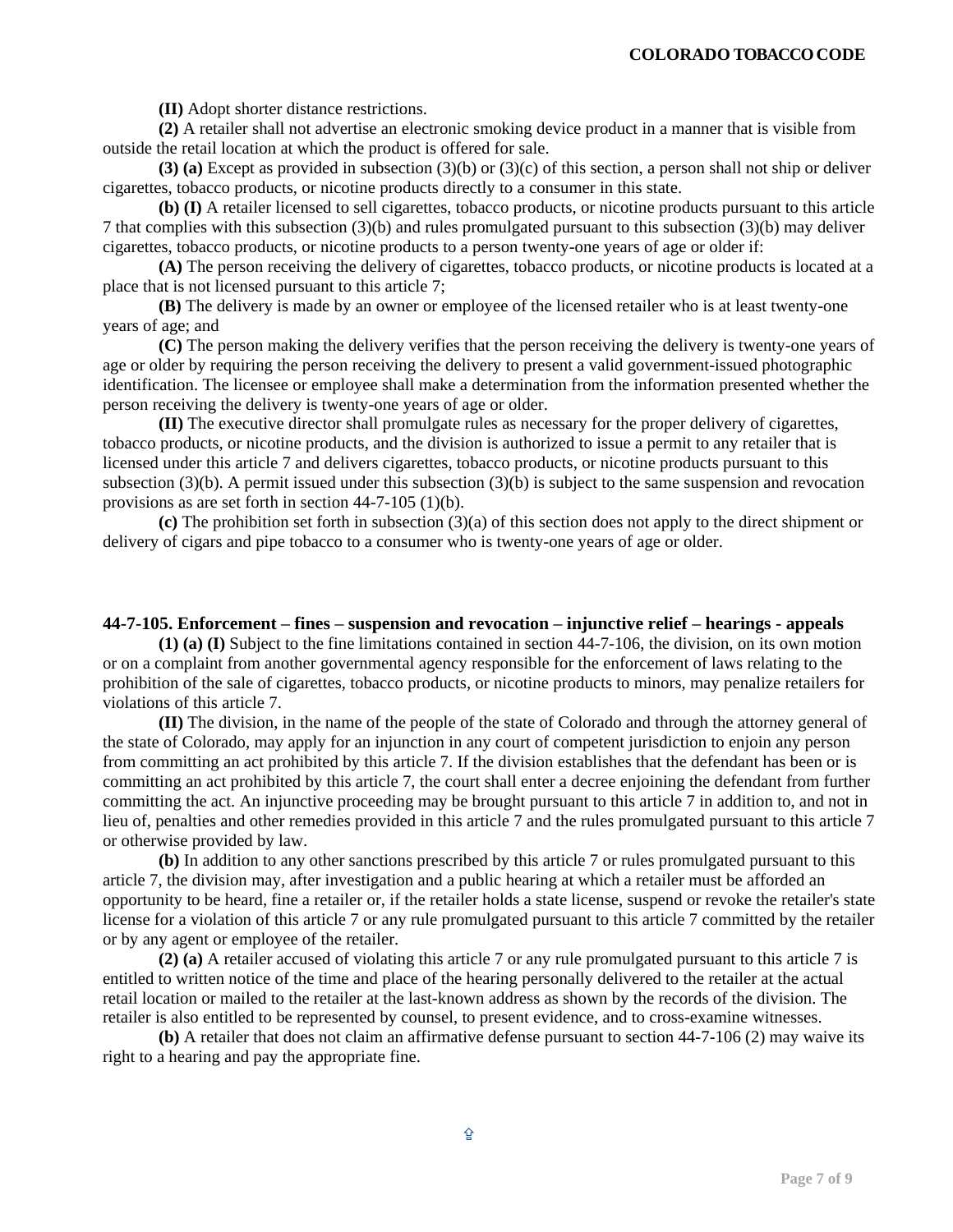**(II)** Adopt shorter distance restrictions.

**(2)** A retailer shall not advertise an electronic smoking device product in a manner that is visible from outside the retail location at which the product is offered for sale.

**(3) (a)** Except as provided in subsection (3)(b) or (3)(c) of this section, a person shall not ship or deliver cigarettes, tobacco products, or nicotine products directly to a consumer in this state.

**(b) (I)** A retailer licensed to sell cigarettes, tobacco products, or nicotine products pursuant to this article 7 that complies with this subsection (3)(b) and rules promulgated pursuant to this subsection (3)(b) may deliver cigarettes, tobacco products, or nicotine products to a person twenty-one years of age or older if:

**(A)** The person receiving the delivery of cigarettes, tobacco products, or nicotine products is located at a place that is not licensed pursuant to this article 7;

**(B)** The delivery is made by an owner or employee of the licensed retailer who is at least twenty-one years of age; and

**(C)** The person making the delivery verifies that the person receiving the delivery is twenty-one years of age or older by requiring the person receiving the delivery to present a valid government-issued photographic identification. The licensee or employee shall make a determination from the information presented whether the person receiving the delivery is twenty-one years of age or older.

**(II)** The executive director shall promulgate rules as necessary for the proper delivery of cigarettes, tobacco products, or nicotine products, and the division is authorized to issue a permit to any retailer that is licensed under this article 7 and delivers cigarettes, tobacco products, or nicotine products pursuant to this subsection (3)(b). A permit issued under this subsection (3)(b) is subject to the same suspension and revocation provisions as are set forth in section 44-7-105 (1)(b).

**(c)** The prohibition set forth in subsection (3)(a) of this section does not apply to the direct shipment or delivery of cigars and pipe tobacco to a consumer who is twenty-one years of age or older.

### 44-7-105. Enforcement – fines – suspension and revocation – injunctive relief – hearings - appeals

**(1) (a) (I)** Subject to the fine limitations contained in section 44-7-106, the division, on its own motion or on a complaint from another governmental agency responsible for the enforcement of laws relating to the prohibition of the sale of cigarettes, tobacco products, or nicotine products to minors, may penalize retailers for violations of this article 7.

**(II)** The division, in the name of the people of the state of Colorado and through the attorney general of the state of Colorado, may apply for an injunction in any court of competent jurisdiction to enjoin any person from committing an act prohibited by this article 7. If the division establishes that the defendant has been or is committing an act prohibited by this article 7, the court shall enter a decree enjoining the defendant from further committing the act. An injunctive proceeding may be brought pursuant to this article 7 in addition to, and not in lieu of, penalties and other remedies provided in this article 7 and the rules promulgated pursuant to this article 7 or otherwise provided by law.

**(b)** In addition to any other sanctions prescribed by this article 7 or rules promulgated pursuant to this article 7, the division may, after investigation and a public hearing at which a retailer must be afforded an opportunity to be heard, fine a retailer or, if the retailer holds a state license, suspend or revoke the retailer's state license for a violation of this article 7 or any rule promulgated pursuant to this article 7 committed by the retailer or by any agent or employee of the retailer.

**(2) (a)** A retailer accused of violating this article 7 or any rule promulgated pursuant to this article 7 is entitled to written notice of the time and place of the hearing personally delivered to the retailer at the actual retail location or mailed to the retailer at the last-known address as shown by the records of the division. The retailer is also entitled to be represented by counsel, to present evidence, and to cross-examine witnesses.

**(b)** A retailer that does not claim an affirmative defense pursuant to section 44-7-106 (2) may waive its right to a hearing and pay the appropriate fine.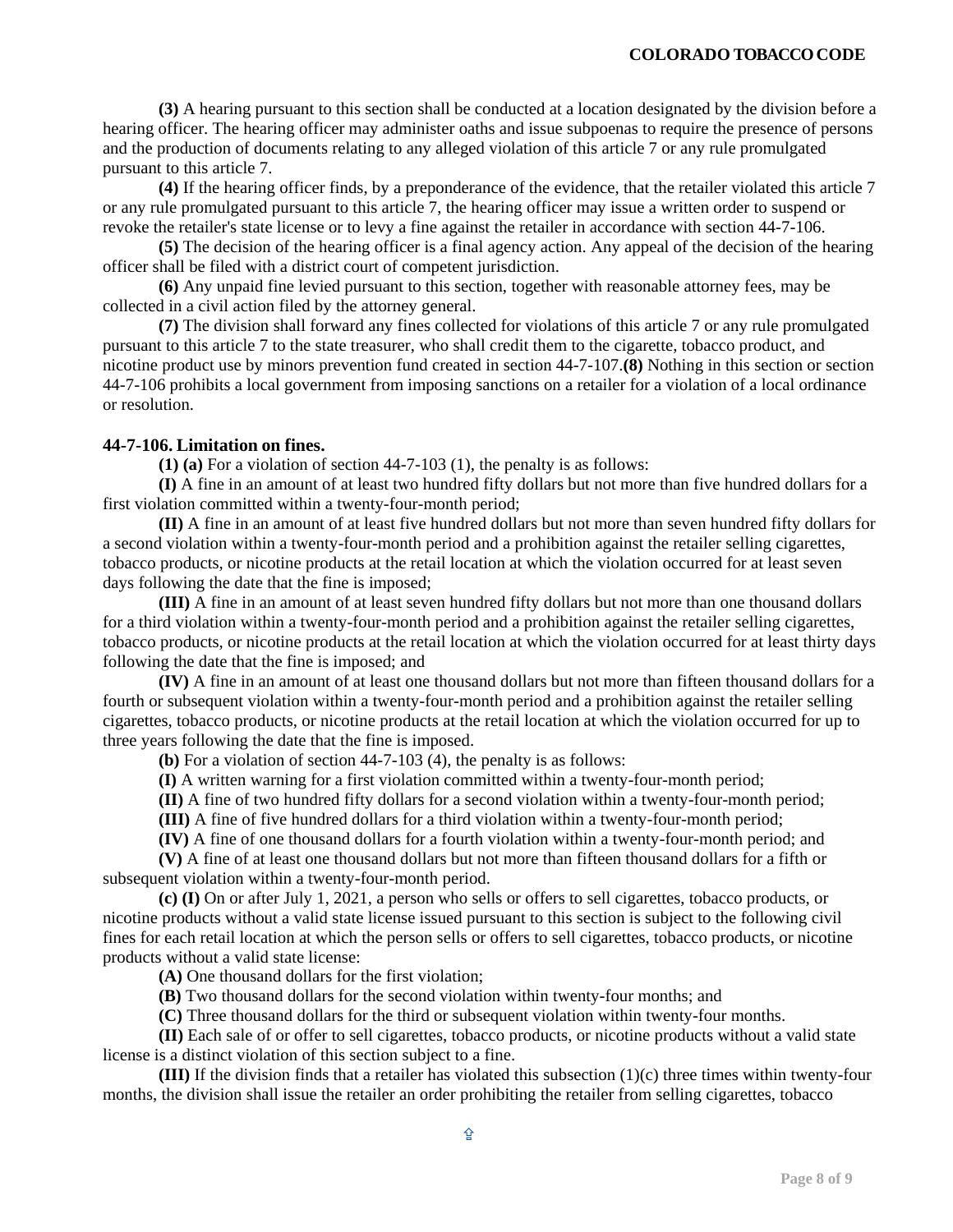**(3)** A hearing pursuant to this section shall be conducted at a location designated by the division before a hearing officer. The hearing officer may administer oaths and issue subpoenas to require the presence of persons and the production of documents relating to any alleged violation of this article 7 or any rule promulgated pursuant to this article 7.

**(4)** If the hearing officer finds, by a preponderance of the evidence, that the retailer violated this article 7 or any rule promulgated pursuant to this article 7, the hearing officer may issue a written order to suspend or revoke the retailer's state license or to levy a fine against the retailer in accordance with section 44-7-106.

**(5)** The decision of the hearing officer is a final agency action. Any appeal of the decision of the hearing officer shall be filed with a district court of competent jurisdiction.

**(6)** Any unpaid fine levied pursuant to this section, together with reasonable attorney fees, may be collected in a civil action filed by the attorney general.

**(7)** The division shall forward any fines collected for violations of this article 7 or any rule promulgated pursuant to this article 7 to the state treasurer, who shall credit them to the cigarette, tobacco product, and nicotine product use by minors prevention fund created in section 44-7-107.**(8)** Nothing in this section or section 44-7-106 prohibits a local government from imposing sanctions on a retailer for a violation of a local ordinance or resolution.

### 44-7-106. Limitation on fines.

**(1) (a)** For a violation of section 44-7-103 (1), the penalty is as follows:

**(I)** A fine in an amount of at least two hundred fifty dollars but not more than five hundred dollars for a first violation committed within a twenty-four-month period;

**(II)** A fine in an amount of at least five hundred dollars but not more than seven hundred fifty dollars for a second violation within a twenty-four-month period and a prohibition against the retailer selling cigarettes, tobacco products, or nicotine products at the retail location at which the violation occurred for at least seven days following the date that the fine is imposed;

**(III)** A fine in an amount of at least seven hundred fifty dollars but not more than one thousand dollars for a third violation within a twenty-four-month period and a prohibition against the retailer selling cigarettes, tobacco products, or nicotine products at the retail location at which the violation occurred for at least thirty days following the date that the fine is imposed; and

**(IV)** A fine in an amount of at least one thousand dollars but not more than fifteen thousand dollars for a fourth or subsequent violation within a twenty-four-month period and a prohibition against the retailer selling cigarettes, tobacco products, or nicotine products at the retail location at which the violation occurred for up to three years following the date that the fine is imposed.

**(b)** For a violation of section 44-7-103 (4), the penalty is as follows:

**(I)** A written warning for a first violation committed within a twenty-four-month period;

**(II)** A fine of two hundred fifty dollars for a second violation within a twenty-four-month period;

**(III)** A fine of five hundred dollars for a third violation within a twenty-four-month period;

**(IV)** A fine of one thousand dollars for a fourth violation within a twenty-four-month period; and

**(V)** A fine of at least one thousand dollars but not more than fifteen thousand dollars for a fifth or subsequent violation within a twenty-four-month period.

**(c) (I)** On or after July 1, 2021, a person who sells or offers to sell cigarettes, tobacco products, or nicotine products without a valid state license issued pursuant to this section is subject to the following civil fines for each retail location at which the person sells or offers to sell cigarettes, tobacco products, or nicotine products without a valid state license:

**(A)** One thousand dollars for the first violation;

**(B)** Two thousand dollars for the second violation within twenty-four months; and

**(C)** Three thousand dollars for the third or subsequent violation within twenty-four months.

**(II)** Each sale of or offer to sell cigarettes, tobacco products, or nicotine products without a valid state license is a distinct violation of this section subject to a fine.

**(III)** If the division finds that a retailer has violated this subsection (1)(c) three times within twenty-four months, the division shall issue the retailer an order prohibiting the retailer from selling cigarettes, tobacco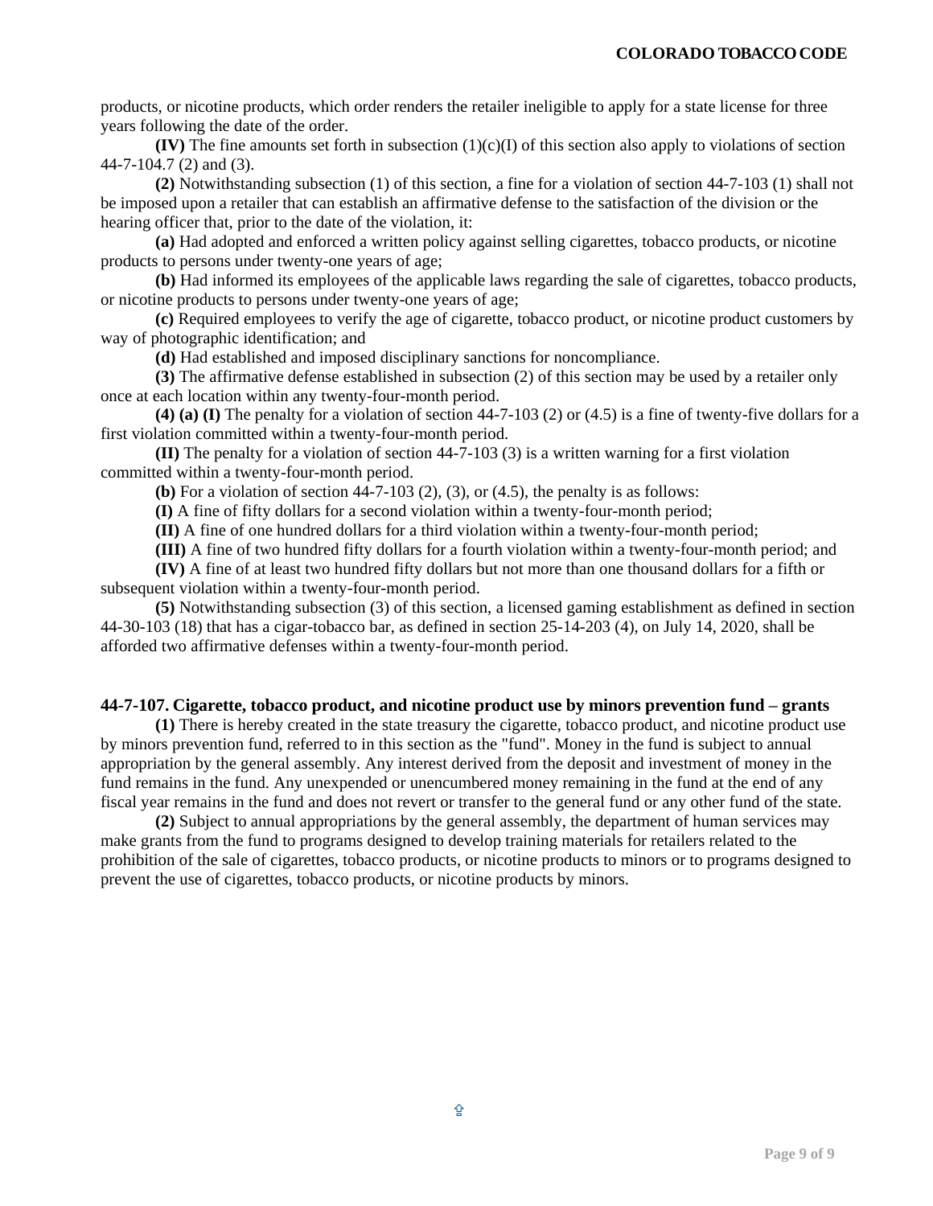products, or nicotine products, which order renders the retailer ineligible to apply for a state license for three years following the date of the order.

**(IV)** The fine amounts set forth in subsection (1)(c)(I) of this section also apply to violations of section 44-7-104.7 (2) and (3).

**(2)** Notwithstanding subsection (1) of this section, a fine for a violation of section 44-7-103 (1) shall not be imposed upon a retailer that can establish an affirmative defense to the satisfaction of the division or the hearing officer that, prior to the date of the violation, it:

**(a)** Had adopted and enforced a written policy against selling cigarettes, tobacco products, or nicotine products to persons under twenty-one years of age;

**(b)** Had informed its employees of the applicable laws regarding the sale of cigarettes, tobacco products, or nicotine products to persons under twenty-one years of age;

**(c)** Required employees to verify the age of cigarette, tobacco product, or nicotine product customers by way of photographic identification; and

**(d)** Had established and imposed disciplinary sanctions for noncompliance.

**(3)** The affirmative defense established in subsection (2) of this section may be used by a retailer only once at each location within any twenty-four-month period.

**(4) (a) (I)** The penalty for a violation of section 44-7-103 (2) or (4.5) is a fine of twenty-five dollars for a first violation committed within a twenty-four-month period.

**(II)** The penalty for a violation of section 44-7-103 (3) is a written warning for a first violation committed within a twenty-four-month period.

**(b)** For a violation of section 44-7-103 (2), (3), or (4.5), the penalty is as follows:

**(I)** A fine of fifty dollars for a second violation within a twenty-four-month period;

**(II)** A fine of one hundred dollars for a third violation within a twenty-four-month period;

**(III)** A fine of two hundred fifty dollars for a fourth violation within a twenty-four-month period; and

**(IV)** A fine of at least two hundred fifty dollars but not more than one thousand dollars for a fifth or subsequent violation within a twenty-four-month period.

**(5)** Notwithstanding subsection (3) of this section, a licensed gaming establishment as defined in section 44-30-103 (18) that has a cigar-tobacco bar, as defined in section 25-14-203 (4), on July 14, 2020, shall be afforded two affirmative defenses within a twenty-four-month period.

### 44-7-107. Cigarette, tobacco product, and nicotine product use by minors prevention fund – grants

**(1)** There is hereby created in the state treasury the cigarette, tobacco product, and nicotine product use by minors prevention fund, referred to in this section as the "fund". Money in the fund is subject to annual appropriation by the general assembly. Any interest derived from the deposit and investment of money in the fund remains in the fund. Any unexpended or unencumbered money remaining in the fund at the end of any fiscal year remains in the fund and does not revert or transfer to the general fund or any other fund of the state.

**(2)** Subject to annual appropriations by the general assembly, the department of human services may make grants from the fund to programs designed to develop training materials for retailers related to the prohibition of the sale of cigarettes, tobacco products, or nicotine products to minors or to programs designed to prevent the use of cigarettes, tobacco products, or nicotine products by minors.